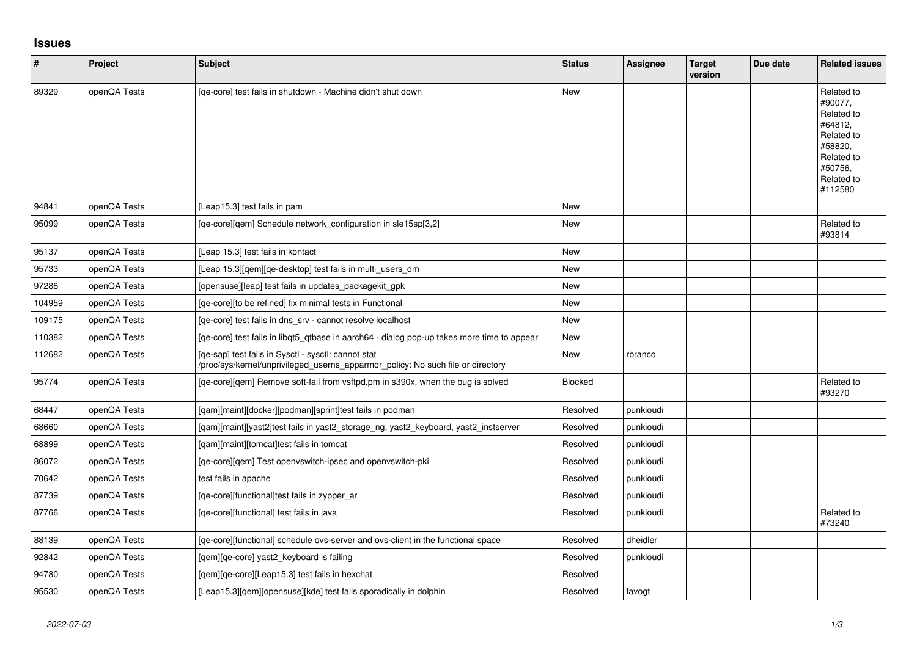# Issues

| # | Project | Subject | Status | Assignee | Target version | Due date | Related issues |
|---|---|---|---|---|---|---|---|
| 89329 | openQA Tests | [qe-core] test fails in shutdown - Machine didn't shut down | New | | | | Related to #90077, Related to #64812, Related to #58820, Related to #50756, Related to #112580 |
| 94841 | openQA Tests | [Leap15.3] test fails in pam | New | | | | |
| 95099 | openQA Tests | [qe-core][qem] Schedule network_configuration in sle15sp[3,2] | New | | | | Related to #93814 |
| 95137 | openQA Tests | [Leap 15.3] test fails in kontact | New | | | | |
| 95733 | openQA Tests | [Leap 15.3][qem][qe-desktop] test fails in multi_users_dm | New | | | | |
| 97286 | openQA Tests | [opensuse][leap] test fails in updates_packagekit_gpk | New | | | | |
| 104959 | openQA Tests | [qe-core][to be refined] fix minimal tests in Functional | New | | | | |
| 109175 | openQA Tests | [qe-core] test fails in dns_srv - cannot resolve localhost | New | | | | |
| 110382 | openQA Tests | [qe-core] test fails in libqt5_qtbase in aarch64 - dialog pop-up takes more time to appear | New | | | | |
| 112682 | openQA Tests | [qe-sap] test fails in Sysctl - sysctl: cannot stat /proc/sys/kernel/unprivileged_userns_apparmor_policy: No such file or directory | New | rbranco | | | |
| 95774 | openQA Tests | [qe-core][qem] Remove soft-fail from vsftpd.pm in s390x, when the bug is solved | Blocked | | | | Related to #93270 |
| 68447 | openQA Tests | [qam][maint][docker][podman][sprint]test fails in podman | Resolved | punkioudi | | | |
| 68660 | openQA Tests | [qam][maint][yast2]test fails in yast2_storage_ng, yast2_keyboard, yast2_instserver | Resolved | punkioudi | | | |
| 68899 | openQA Tests | [qam][maint][tomcat]test fails in tomcat | Resolved | punkioudi | | | |
| 86072 | openQA Tests | [qe-core][qem] Test openvswitch-ipsec and openvswitch-pki | Resolved | punkioudi | | | |
| 70642 | openQA Tests | test fails in apache | Resolved | punkioudi | | | |
| 87739 | openQA Tests | [qe-core][functional]test fails in zypper_ar | Resolved | punkioudi | | | |
| 87766 | openQA Tests | [qe-core][functional] test fails in java | Resolved | punkioudi | | | Related to #73240 |
| 88139 | openQA Tests | [qe-core][functional] schedule ovs-server and ovs-client in the functional space | Resolved | dheidler | | | |
| 92842 | openQA Tests | [qem][qe-core] yast2_keyboard is failing | Resolved | punkioudi | | | |
| 94780 | openQA Tests | [qem][qe-core][Leap15.3] test fails in hexchat | Resolved | | | | |
| 95530 | openQA Tests | [Leap15.3][qem][opensuse][kde] test fails sporadically in dolphin | Resolved | favogt | | | |

*2022-07-03*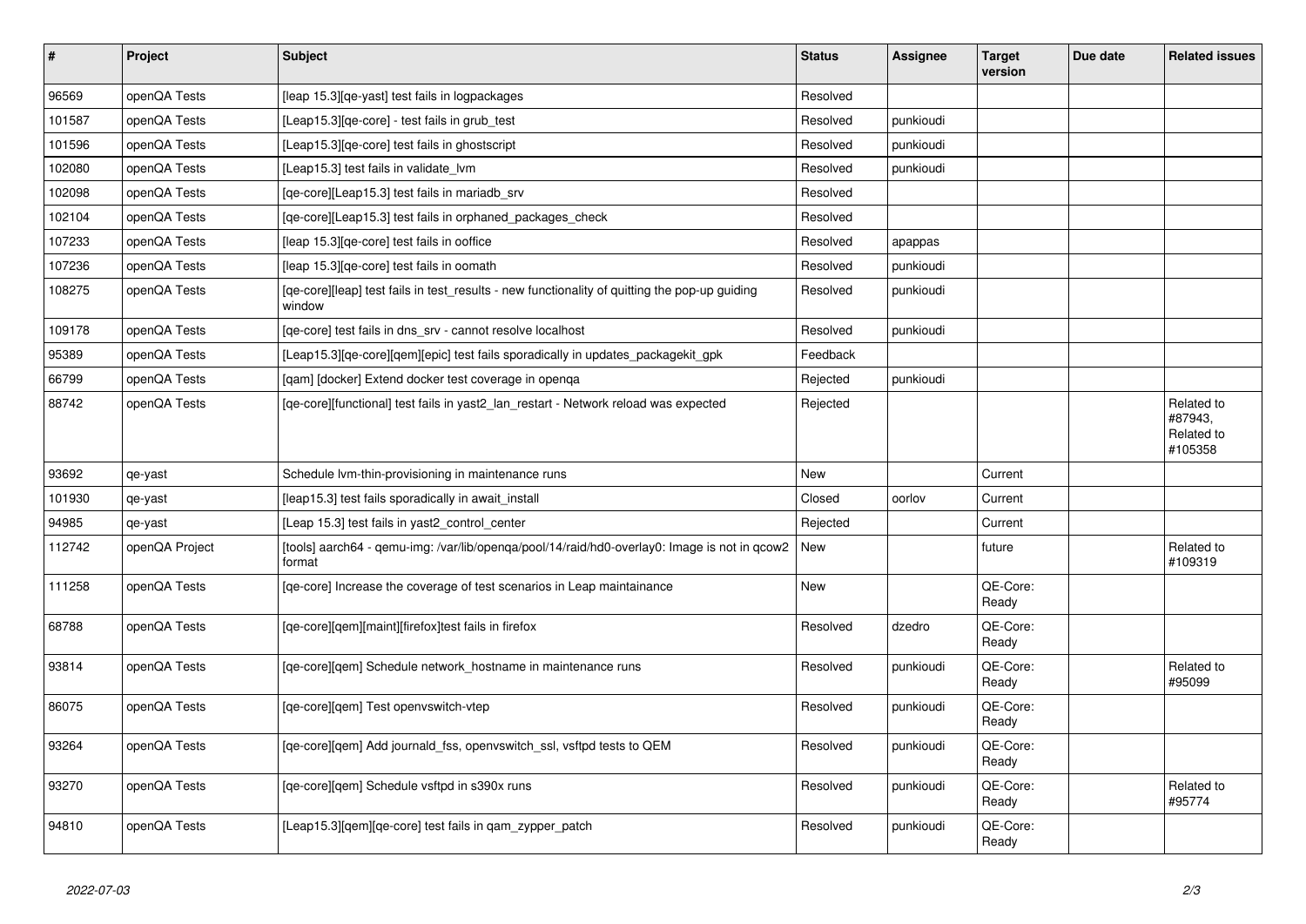| # | Project | Subject | Status | Assignee | Target version | Due date | Related issues |
|---|---|---|---|---|---|---|---|
| 96569 | openQA Tests | [leap 15.3][qe-yast] test fails in logpackages | Resolved | | | | |
| 101587 | openQA Tests | [Leap15.3][qe-core] - test fails in grub_test | Resolved | punkioudi | | | |
| 101596 | openQA Tests | [Leap15.3][qe-core] test fails in ghostscript | Resolved | punkioudi | | | |
| 102080 | openQA Tests | [Leap15.3] test fails in validate_lvm | Resolved | punkioudi | | | |
| 102098 | openQA Tests | [qe-core][Leap15.3] test fails in mariadb_srv | Resolved | | | | |
| 102104 | openQA Tests | [qe-core][Leap15.3] test fails in orphaned_packages_check | Resolved | | | | |
| 107233 | openQA Tests | [leap 15.3][qe-core] test fails in ooffice | Resolved | apappas | | | |
| 107236 | openQA Tests | [leap 15.3][qe-core] test fails in oomath | Resolved | punkioudi | | | |
| 108275 | openQA Tests | [qe-core][leap] test fails in test_results - new functionality of quitting the pop-up guiding window | Resolved | punkioudi | | | |
| 109178 | openQA Tests | [qe-core] test fails in dns_srv - cannot resolve localhost | Resolved | punkioudi | | | |
| 95389 | openQA Tests | [Leap15.3][qe-core][qem][epic] test fails sporadically in updates_packagekit_gpk | Feedback | | | | |
| 66799 | openQA Tests | [qam] [docker] Extend docker test coverage in openqa | Rejected | punkioudi | | | |
| 88742 | openQA Tests | [qe-core][functional] test fails in yast2_lan_restart - Network reload was expected | Rejected | | | | Related to #87943, Related to #105358 |
| 93692 | qe-yast | Schedule lvm-thin-provisioning in maintenance runs | New | | Current | | |
| 101930 | qe-yast | [leap15.3] test fails sporadically in await_install | Closed | oorlov | Current | | |
| 94985 | qe-yast | [Leap 15.3] test fails in yast2_control_center | Rejected | | Current | | |
| 112742 | openQA Project | [tools] aarch64 - qemu-img: /var/lib/openqa/pool/14/raid/hd0-overlay0: Image is not in qcow2 format | New | | future | | Related to #109319 |
| 111258 | openQA Tests | [qe-core] Increase the coverage of test scenarios in Leap maintainance | New | | QE-Core: Ready | | |
| 68788 | openQA Tests | [qe-core][qem][maint][firefox]test fails in firefox | Resolved | dzedro | QE-Core: Ready | | |
| 93814 | openQA Tests | [qe-core][qem] Schedule network_hostname in maintenance runs | Resolved | punkioudi | QE-Core: Ready | | Related to #95099 |
| 86075 | openQA Tests | [qe-core][qem] Test openvswitch-vtep | Resolved | punkioudi | QE-Core: Ready | | |
| 93264 | openQA Tests | [qe-core][qem] Add journald_fss, openvswitch_ssl, vsftpd tests to QEM | Resolved | punkioudi | QE-Core: Ready | | |
| 93270 | openQA Tests | [qe-core][qem] Schedule vsftpd in s390x runs | Resolved | punkioudi | QE-Core: Ready | | Related to #95774 |
| 94810 | openQA Tests | [Leap15.3][qem][qe-core] test fails in qam_zypper_patch | Resolved | punkioudi | QE-Core: Ready | | |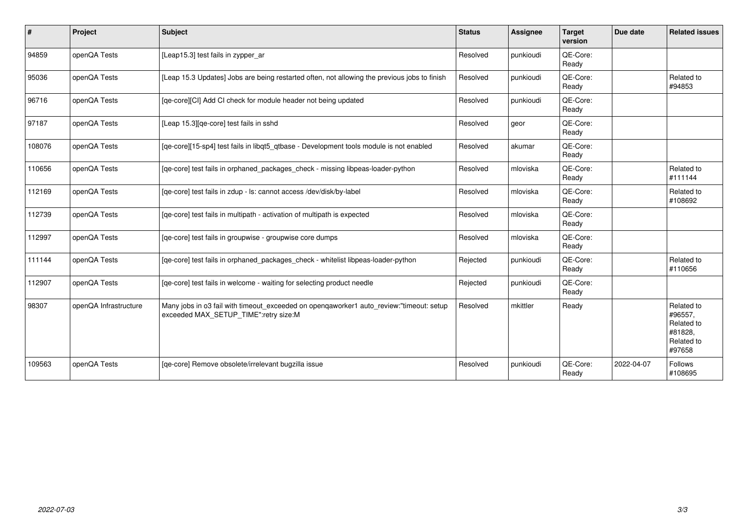| # | Project | Subject | Status | Assignee | Target version | Due date | Related issues |
|---|---|---|---|---|---|---|---|
| 94859 | openQA Tests | [Leap15.3] test fails in zypper_ar | Resolved | punkioudi | QE-Core: Ready | | |
| 95036 | openQA Tests | [Leap 15.3 Updates] Jobs are being restarted often, not allowing the previous jobs to finish | Resolved | punkioudi | QE-Core: Ready | | Related to #94853 |
| 96716 | openQA Tests | [qe-core][CI] Add CI check for module header not being updated | Resolved | punkioudi | QE-Core: Ready | | |
| 97187 | openQA Tests | [Leap 15.3][qe-core] test fails in sshd | Resolved | geor | QE-Core: Ready | | |
| 108076 | openQA Tests | [qe-core][15-sp4] test fails in libqt5_qtbase - Development tools module is not enabled | Resolved | akumar | QE-Core: Ready | | |
| 110656 | openQA Tests | [qe-core] test fails in orphaned_packages_check - missing libpeas-loader-python | Resolved | mloviska | QE-Core: Ready | | Related to #111144 |
| 112169 | openQA Tests | [qe-core] test fails in zdup - ls: cannot access /dev/disk/by-label | Resolved | mloviska | QE-Core: Ready | | Related to #108692 |
| 112739 | openQA Tests | [qe-core] test fails in multipath - activation of multipath is expected | Resolved | mloviska | QE-Core: Ready | | |
| 112997 | openQA Tests | [qe-core] test fails in groupwise - groupwise core dumps | Resolved | mloviska | QE-Core: Ready | | |
| 111144 | openQA Tests | [qe-core] test fails in orphaned_packages_check - whitelist libpeas-loader-python | Rejected | punkioudi | QE-Core: Ready | | Related to #110656 |
| 112907 | openQA Tests | [qe-core] test fails in welcome - waiting for selecting product needle | Rejected | punkioudi | QE-Core: Ready | | |
| 98307 | openQA Infrastructure | Many jobs in o3 fail with timeout_exceeded on openqaworker1 auto_review:"timeout: setup exceeded MAX_SETUP_TIME":retry size:M | Resolved | mkittler | Ready | | Related to #96557, Related to #81828, Related to #97658 |
| 109563 | openQA Tests | [qe-core] Remove obsolete/irrelevant bugzilla issue | Resolved | punkioudi | QE-Core: Ready | 2022-04-07 | Follows #108695 |